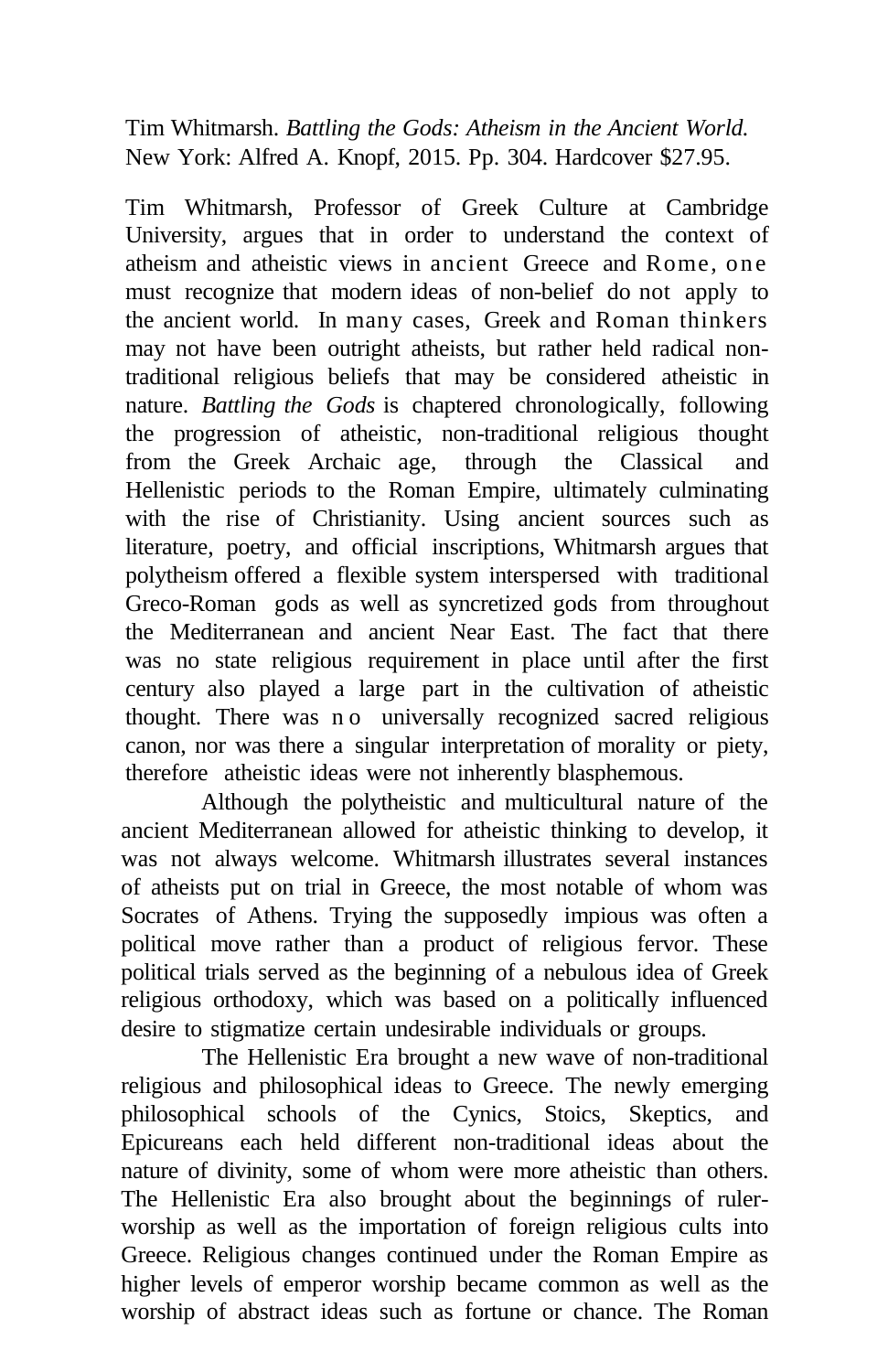Tim Whitmarsh. *Battling the Gods: Atheism in the Ancient World.* New York: Alfred A. Knopf, 2015. Pp. 304. Hardcover $27.95.

Tim Whitmarsh, Professor of Greek Culture at Cambridge University, argues that in order to understand the context of atheism and atheistic views in ancient Greece and Rome, one must recognize that modern ideas of non-belief do not apply to the ancient world. In many cases, Greek and Roman thinkers may not have been outright atheists, but rather held radical non-traditional religious beliefs that may be considered atheistic in nature. *Battling the Gods* is chaptered chronologically, following the progression of atheistic, non-traditional religious thought from the Greek Archaic age, through the Classical and Hellenistic periods to the Roman Empire, ultimately culminating with the rise of Christianity. Using ancient sources such as literature, poetry, and official inscriptions, Whitmarsh argues that polytheism offered a flexible system interspersed with traditional Greco-Roman gods as well as syncretized gods from throughout the Mediterranean and ancient Near East. The fact that there was no state religious requirement in place until after the first century also played a large part in the cultivation of atheistic thought. There was no universally recognized sacred religious canon, nor was there a singular interpretation of morality or piety, therefore atheistic ideas were not inherently blasphemous.

Although the polytheistic and multicultural nature of the ancient Mediterranean allowed for atheistic thinking to develop, it was not always welcome. Whitmarsh illustrates several instances of atheists put on trial in Greece, the most notable of whom was Socrates of Athens. Trying the supposedly impious was often a political move rather than a product of religious fervor. These political trials served as the beginning of a nebulous idea of Greek religious orthodoxy, which was based on a politically influenced desire to stigmatize certain undesirable individuals or groups.

The Hellenistic Era brought a new wave of non-traditional religious and philosophical ideas to Greece. The newly emerging philosophical schools of the Cynics, Stoics, Skeptics, and Epicureans each held different non-traditional ideas about the nature of divinity, some of whom were more atheistic than others. The Hellenistic Era also brought about the beginnings of ruler-worship as well as the importation of foreign religious cults into Greece. Religious changes continued under the Roman Empire as higher levels of emperor worship became common as well as the worship of abstract ideas such as fortune or chance. The Roman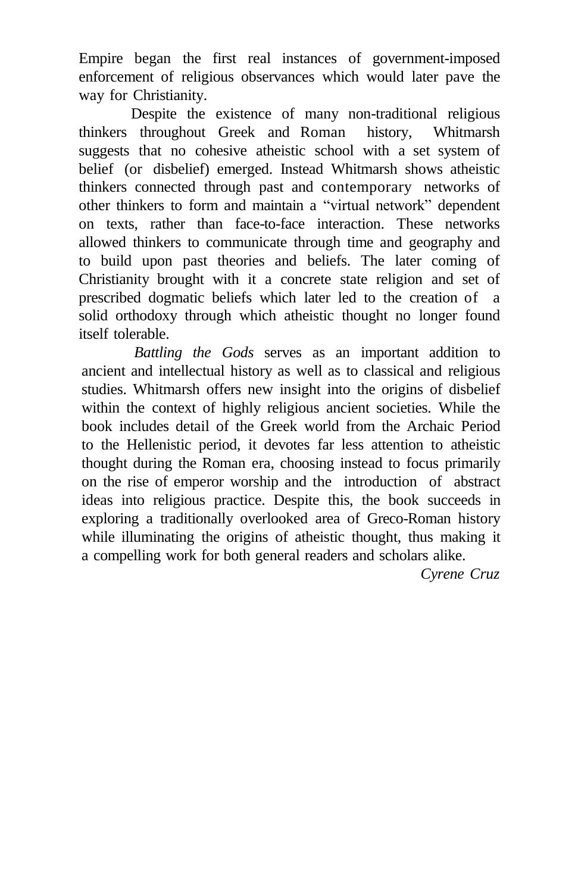Empire began the first real instances of government-imposed enforcement of religious observances which would later pave the way for Christianity.

Despite the existence of many non-traditional religious thinkers throughout Greek and Roman history, Whitmarsh suggests that no cohesive atheistic school with a set system of belief (or disbelief) emerged. Instead Whitmarsh shows atheistic thinkers connected through past and contemporary networks of other thinkers to form and maintain a "virtual network" dependent on texts, rather than face-to-face interaction. These networks allowed thinkers to communicate through time and geography and to build upon past theories and beliefs. The later coming of Christianity brought with it a concrete state religion and set of prescribed dogmatic beliefs which later led to the creation of a solid orthodoxy through which atheistic thought no longer found itself tolerable.

*Battling the Gods* serves as an important addition to ancient and intellectual history as well as to classical and religious studies. Whitmarsh offers new insight into the origins of disbelief within the context of highly religious ancient societies. While the book includes detail of the Greek world from the Archaic Period to the Hellenistic period, it devotes far less attention to atheistic thought during the Roman era, choosing instead to focus primarily on the rise of emperor worship and the introduction of abstract ideas into religious practice. Despite this, the book succeeds in exploring a traditionally overlooked area of Greco-Roman history while illuminating the origins of atheistic thought, thus making it a compelling work for both general readers and scholars alike.

*Cyrene Cruz*